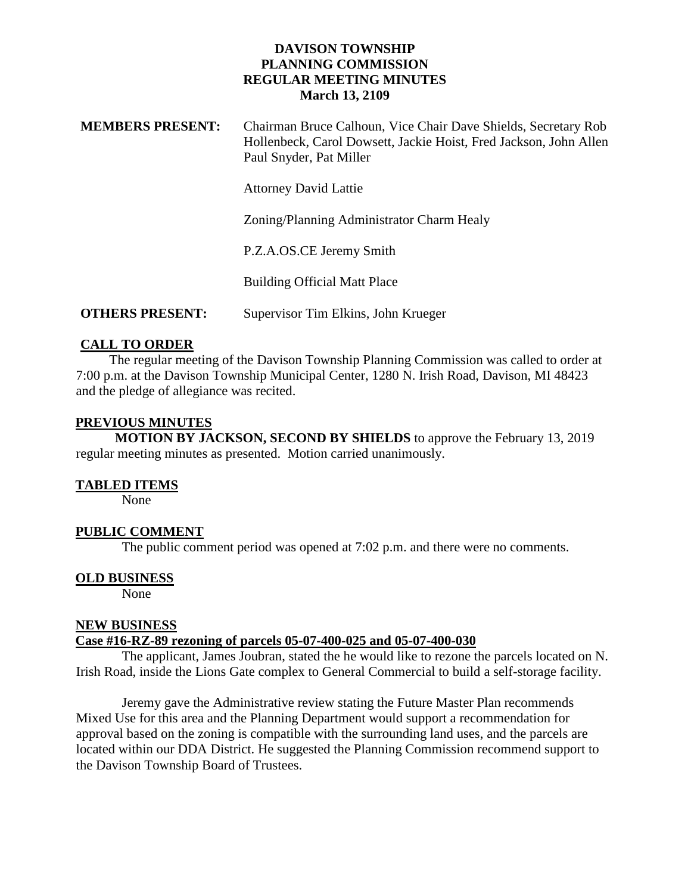# DAVISON TOWNSHIP
## PLANNING COMMISSION
## REGULAR MEETING MINUTES
### March 13, 2109

**MEMBERS PRESENT:** Chairman Bruce Calhoun, Vice Chair Dave Shields, Secretary Rob Hollenbeck, Carol Dowsett, Jackie Hoist, Fred Jackson, John Allen Paul Snyder, Pat Miller

Attorney David Lattie

Zoning/Planning Administrator Charm Healy

P.Z.A.OS.CE Jeremy Smith

Building Official Matt Place

**OTHERS PRESENT:** Supervisor Tim Elkins, John Krueger

**CALL TO ORDER**

The regular meeting of the Davison Township Planning Commission was called to order at 7:00 p.m. at the Davison Township Municipal Center, 1280 N. Irish Road, Davison, MI 48423 and the pledge of allegiance was recited.

**PREVIOUS MINUTES**

**MOTION BY JACKSON, SECOND BY SHIELDS** to approve the February 13, 2019 regular meeting minutes as presented. Motion carried unanimously.

**TABLED ITEMS**

None

**PUBLIC COMMENT**

The public comment period was opened at 7:02 p.m. and there were no comments.

**OLD BUSINESS**

None

**NEW BUSINESS**

**Case #16-RZ-89 rezoning of parcels 05-07-400-025 and 05-07-400-030**

The applicant, James Joubran, stated the he would like to rezone the parcels located on N. Irish Road, inside the Lions Gate complex to General Commercial to build a self-storage facility.

Jeremy gave the Administrative review stating the Future Master Plan recommends Mixed Use for this area and the Planning Department would support a recommendation for approval based on the zoning is compatible with the surrounding land uses, and the parcels are located within our DDA District. He suggested the Planning Commission recommend support to the Davison Township Board of Trustees.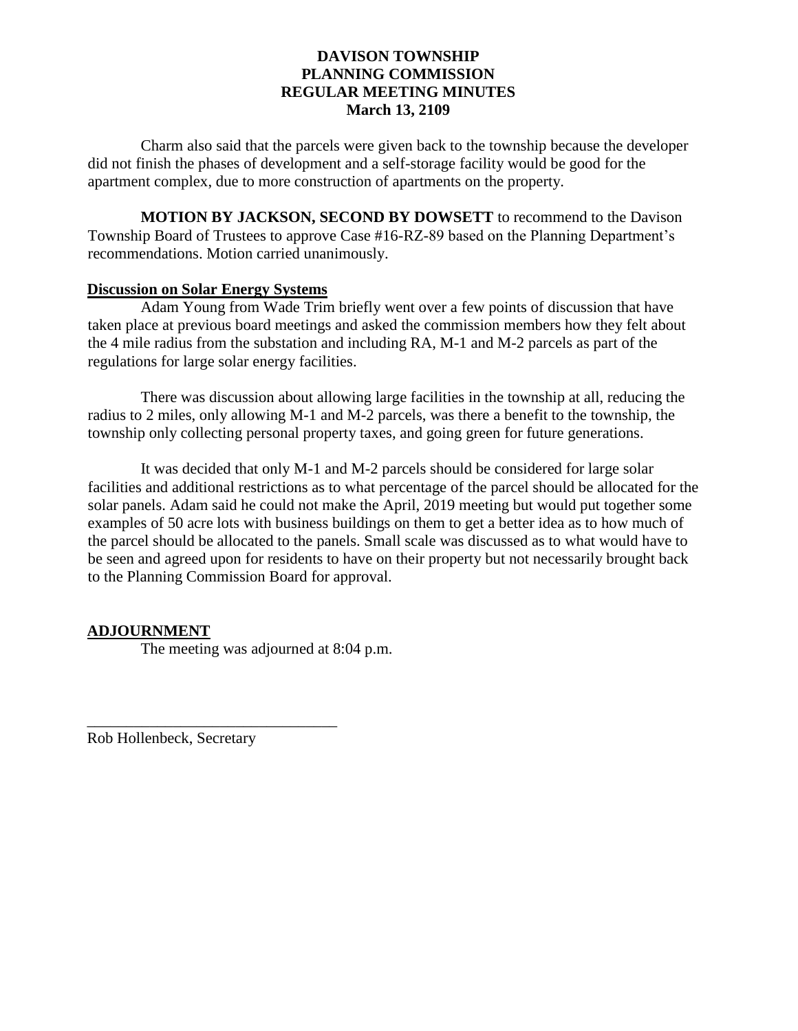**DAVISON TOWNSHIP**
**PLANNING COMMISSION**
**REGULAR MEETING MINUTES**
**March 13, 2109**

Charm also said that the parcels were given back to the township because the developer did not finish the phases of development and a self-storage facility would be good for the apartment complex, due to more construction of apartments on the property.

**MOTION BY JACKSON, SECOND BY DOWSETT** to recommend to the Davison Township Board of Trustees to approve Case #16-RZ-89 based on the Planning Department's recommendations. Motion carried unanimously.

**Discussion on Solar Energy Systems**

Adam Young from Wade Trim briefly went over a few points of discussion that have taken place at previous board meetings and asked the commission members how they felt about the 4 mile radius from the substation and including RA, M-1 and M-2 parcels as part of the regulations for large solar energy facilities.

There was discussion about allowing large facilities in the township at all, reducing the radius to 2 miles, only allowing M-1 and M-2 parcels, was there a benefit to the township, the township only collecting personal property taxes, and going green for future generations.

It was decided that only M-1 and M-2 parcels should be considered for large solar facilities and additional restrictions as to what percentage of the parcel should be allocated for the solar panels. Adam said he could not make the April, 2019 meeting but would put together some examples of 50 acre lots with business buildings on them to get a better idea as to how much of the parcel should be allocated to the panels. Small scale was discussed as to what would have to be seen and agreed upon for residents to have on their property but not necessarily brought back to the Planning Commission Board for approval.

**ADJOURNMENT**

The meeting was adjourned at 8:04 p.m.

________________________________
Rob Hollenbeck, Secretary